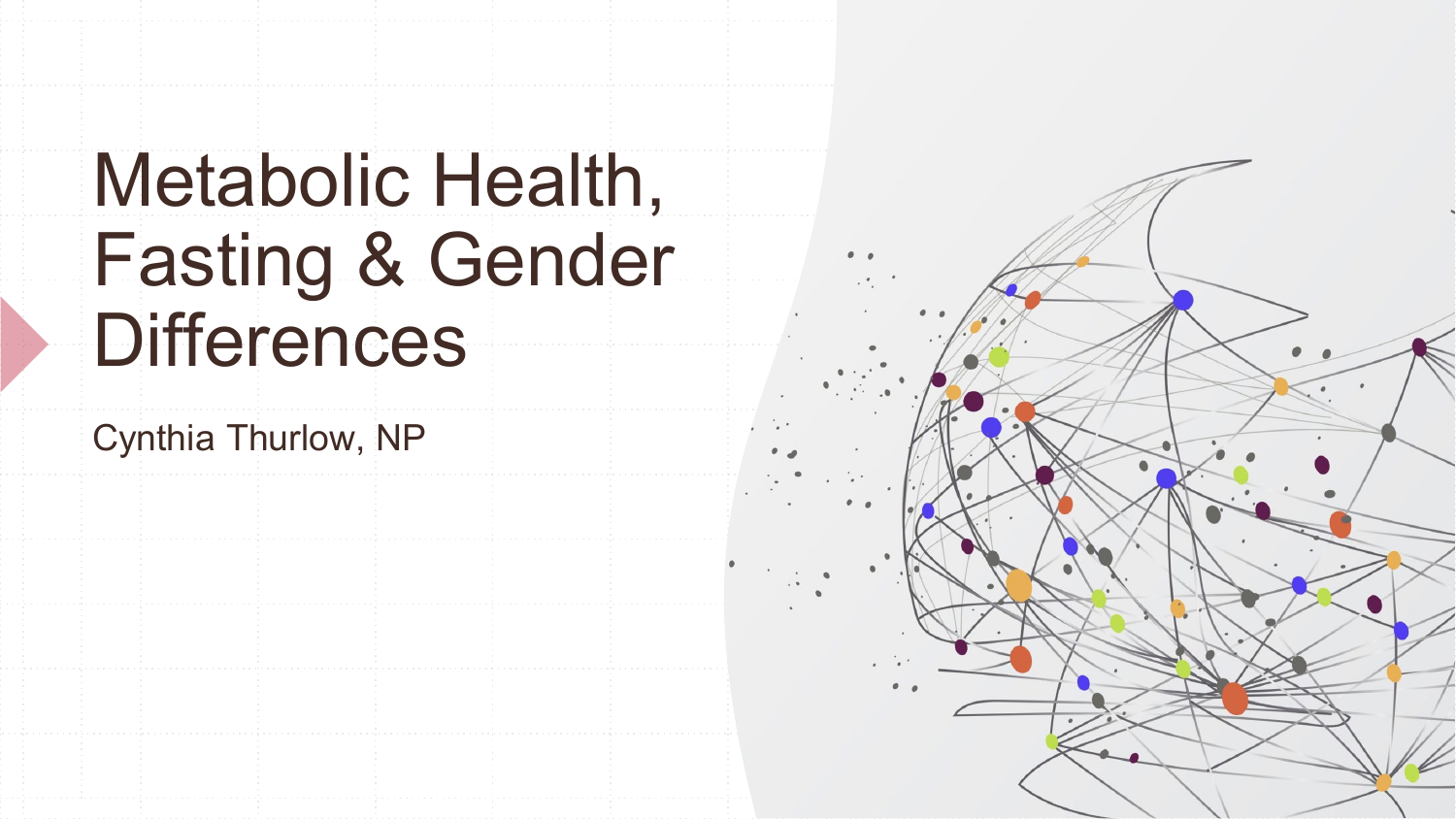# Metabolic Health, Fasting & Gender Differences

Cynthia Thurlow, NP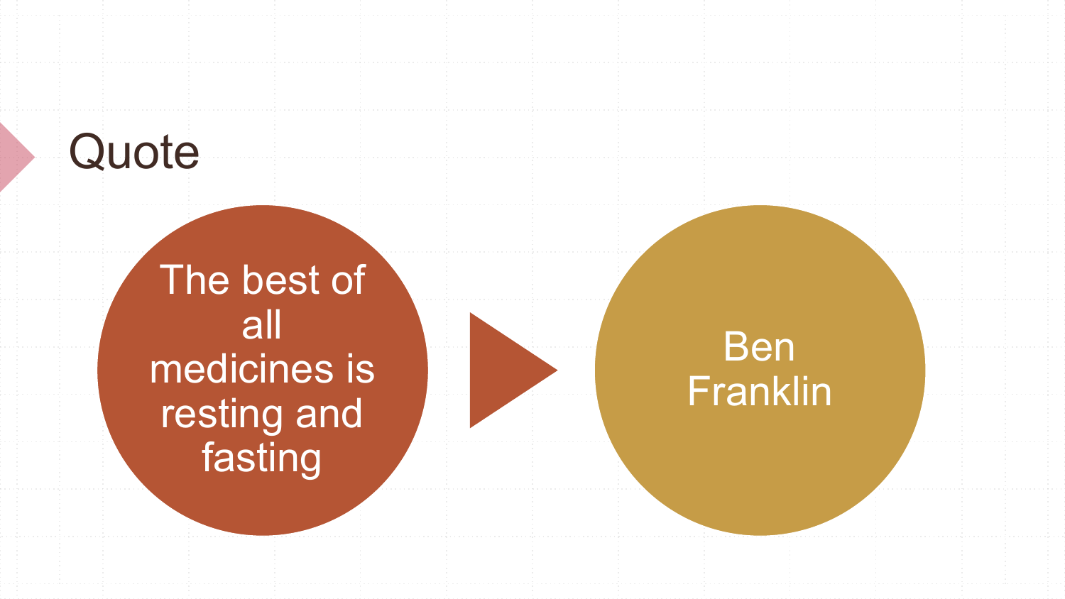# Quote

The best of all medicines is resting and fasting

Ben Franklin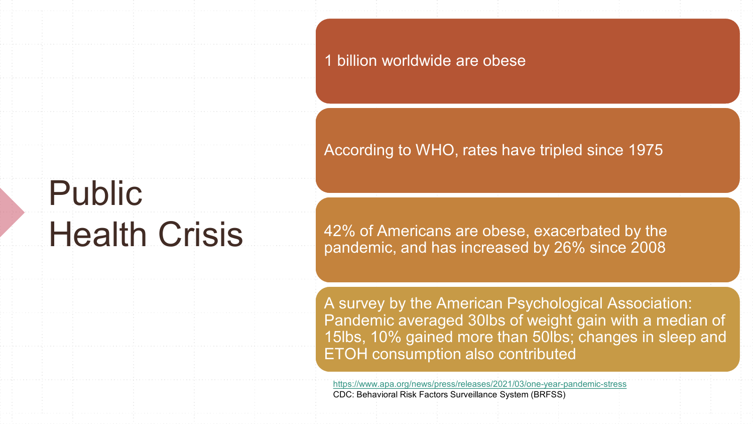# Public Health Crisis

- 1 billion worldwide are obese
- According to WHO, rates have tripled since 1975
- 42% of Americans are obese, exacerbated by the pandemic, and has increased by 26% since 2008
- A survey by the American Psychological Association: Pandemic averaged 30lbs of weight gain with a median of 15lbs, 10% gained more than 50lbs; changes in sleep and ETOH consumption also contributed

https://www.apa.org/news/press/releases/2021/03/one-year-pandemic-stress
CDC: Behavioral Risk Factors Surveillance System (BRFSS)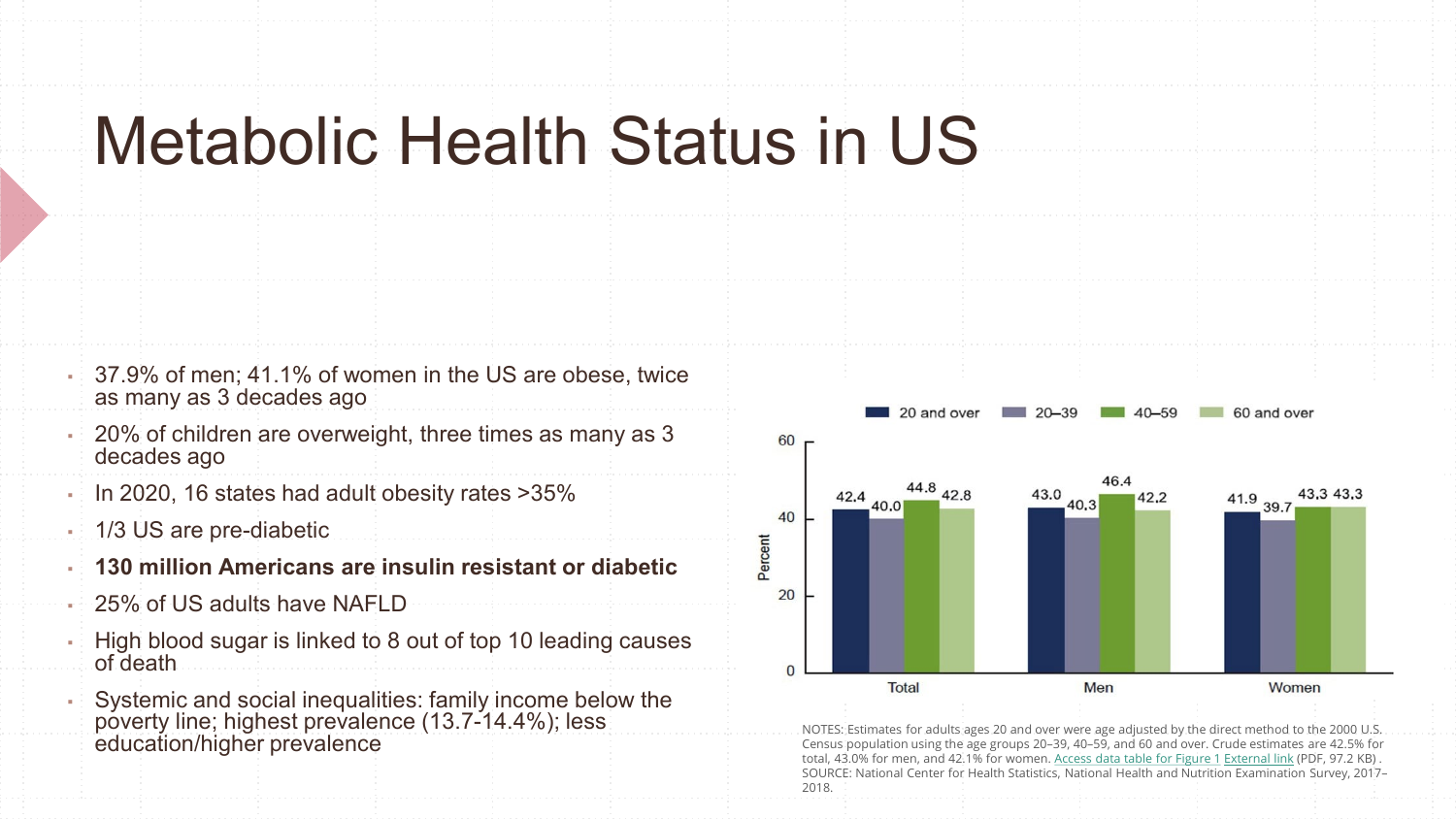# Metabolic Health Status in US

- 37.9% of men; 41.1% of women in the US are obese, twice as many as 3 decades ago
- 20% of children are overweight, three times as many as 3 decades ago
- In 2020, 16 states had adult obesity rates >35%
- 1/3 US are pre-diabetic
- **130 million Americans are insulin resistant or diabetic**
- 25% of US adults have NAFLD
- High blood sugar is linked to 8 out of top 10 leading causes of death
- Systemic and social inequalities: family income below the poverty line; highest prevalence (13.7-14.4%); less education/higher prevalence

| | 20 and over | 20–39 | 40–59 | 60 and over |
|---|---|---|---|---|
| Total | 42.4 | 40.0 | 44.8 | 42.8 |
| Men | 43.0 | 40.3 | 46.4 | 42.2 |
| Women | 41.9 | 39.7 | 43.3 | 43.3 |

NOTES: Estimates for adults ages 20 and over were age adjusted by the direct method to the 2000 U.S. Census population using the age groups 20–39, 40–59, and 60 and over. Crude estimates are 42.5% for total, 43.0% for men, and 42.1% for women. Access data table for Figure 1 External link (PDF, 97.2 KB).
SOURCE: National Center for Health Statistics, National Health and Nutrition Examination Survey, 2017–2018.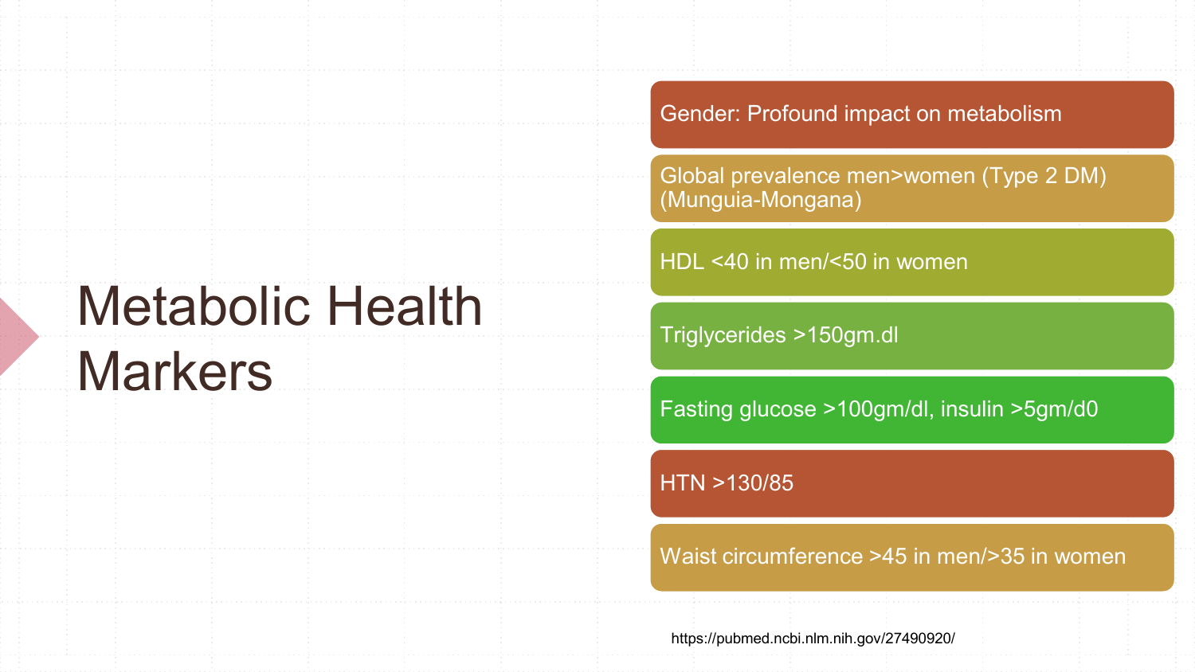# Metabolic Health Markers

- Gender: Profound impact on metabolism
- Global prevalence men>women (Type 2 DM) (Munguia-Mongana)
- HDL <40 in men/<50 in women
- Triglycerides >150gm.dl
- Fasting glucose >100gm/dl, insulin >5gm/d0
- HTN >130/85
- Waist circumference >45 in men/>35 in women

https://pubmed.ncbi.nlm.nih.gov/27490920/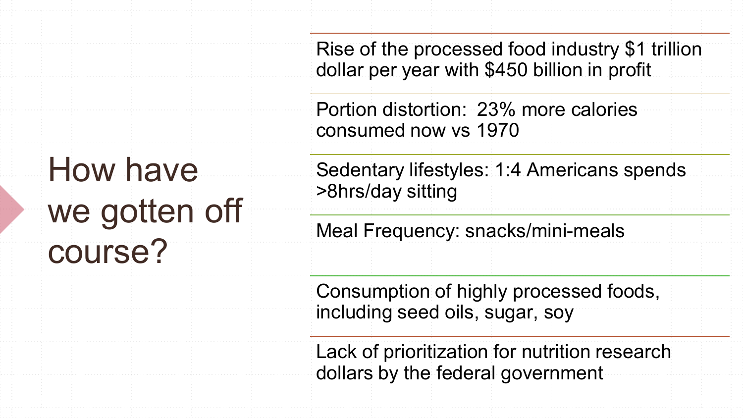# How have we gotten off course?

- Rise of the processed food industry $1 trillion dollar per year with $450 billion in profit
- Portion distortion:  23% more calories consumed now vs 1970
- Sedentary lifestyles: 1:4 Americans spends >8hrs/day sitting
- Meal Frequency: snacks/mini-meals
- Consumption of highly processed foods, including seed oils, sugar, soy
- Lack of prioritization for nutrition research dollars by the federal government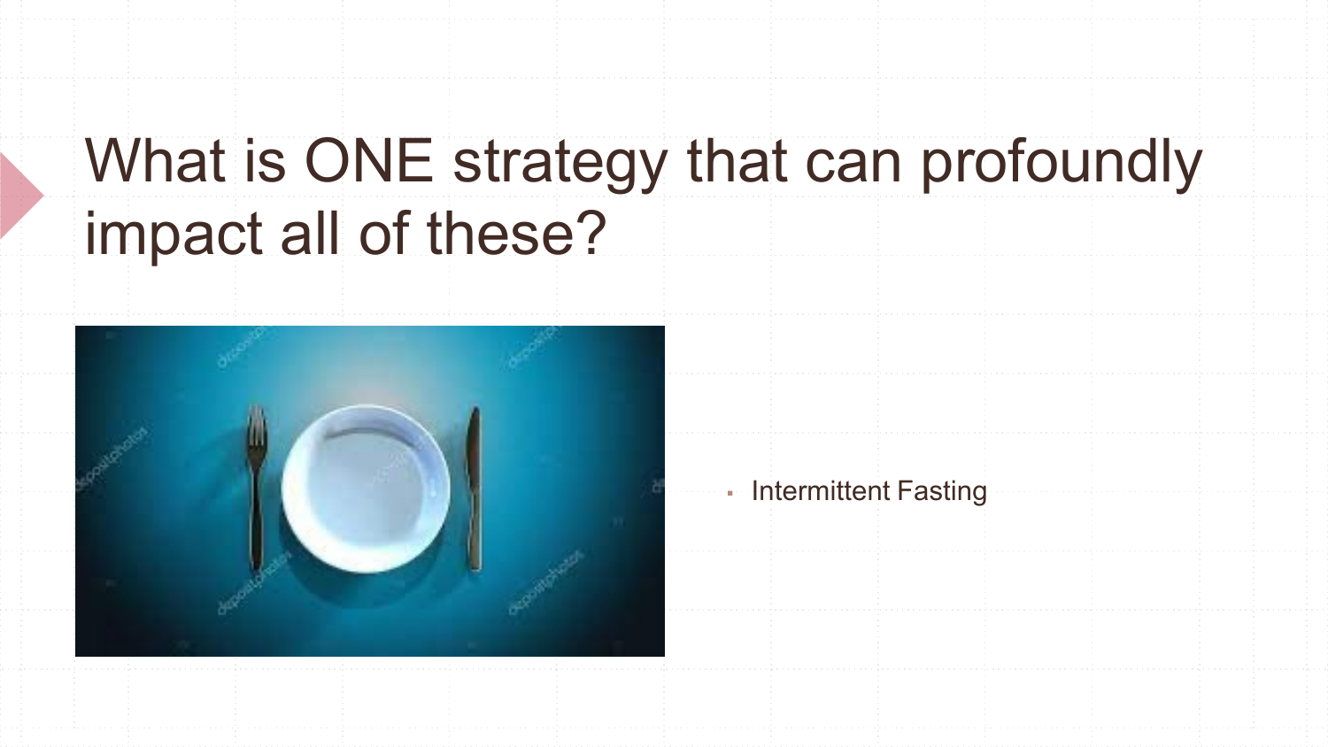# What is ONE strategy that can profoundly impact all of these?

- Intermittent Fasting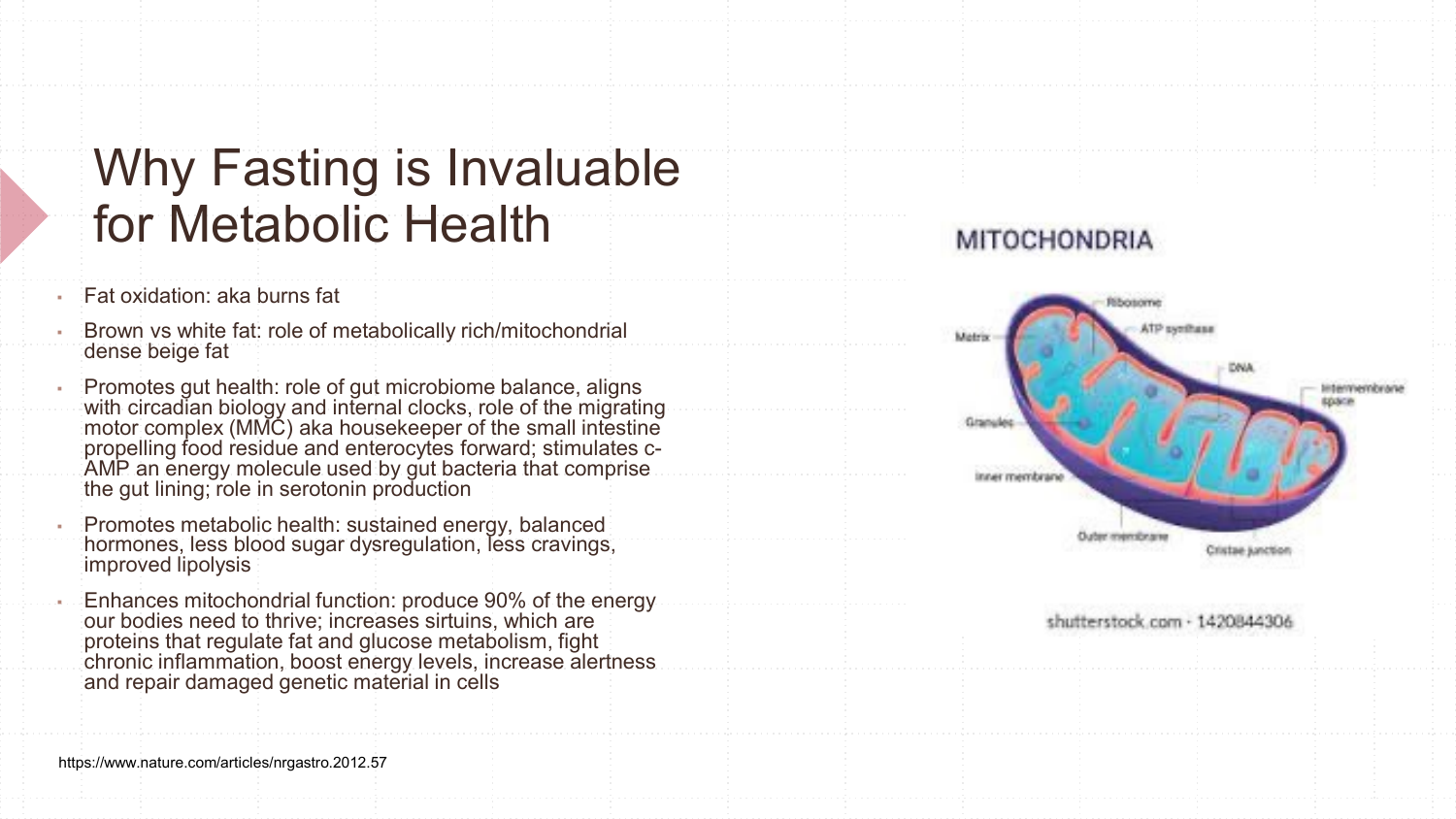# Why Fasting is Invaluable for Metabolic Health

- Fat oxidation: aka burns fat
- Brown vs white fat: role of metabolically rich/mitochondrial dense beige fat
- Promotes gut health: role of gut microbiome balance, aligns with circadian biology and internal clocks, role of the migrating motor complex (MMC) aka housekeeper of the small intestine propelling food residue and enterocytes forward; stimulates c-AMP an energy molecule used by gut bacteria that comprise the gut lining; role in serotonin production
- Promotes metabolic health: sustained energy, balanced hormones, less blood sugar dysregulation, less cravings, improved lipolysis
- Enhances mitochondrial function: produce 90% of the energy our bodies need to thrive; increases sirtuins, which are proteins that regulate fat and glucose metabolism, fight chronic inflammation, boost energy levels, increase alertness and repair damaged genetic material in cells

MITOCHONDRIA

Ribosome, ATP synthase, Matrix, DNA, Intermembrane space, Granules, Inner membrane, Outer membrane, Cristae junction

shutterstock.com · 1420844306

https://www.nature.com/articles/nrgastro.2012.57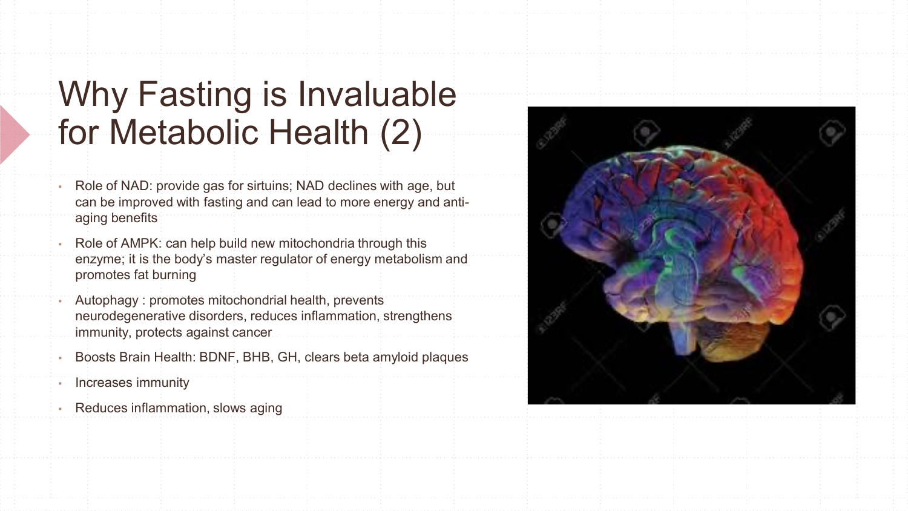# Why Fasting is Invaluable for Metabolic Health (2)

- Role of NAD: provide gas for sirtuins; NAD declines with age, but can be improved with fasting and can lead to more energy and anti-aging benefits
- Role of AMPK: can help build new mitochondria through this enzyme; it is the body's master regulator of energy metabolism and promotes fat burning
- Autophagy : promotes mitochondrial health, prevents neurodegenerative disorders, reduces inflammation, strengthens immunity, protects against cancer
- Boosts Brain Health: BDNF, BHB, GH, clears beta amyloid plaques
- Increases immunity
- Reduces inflammation, slows aging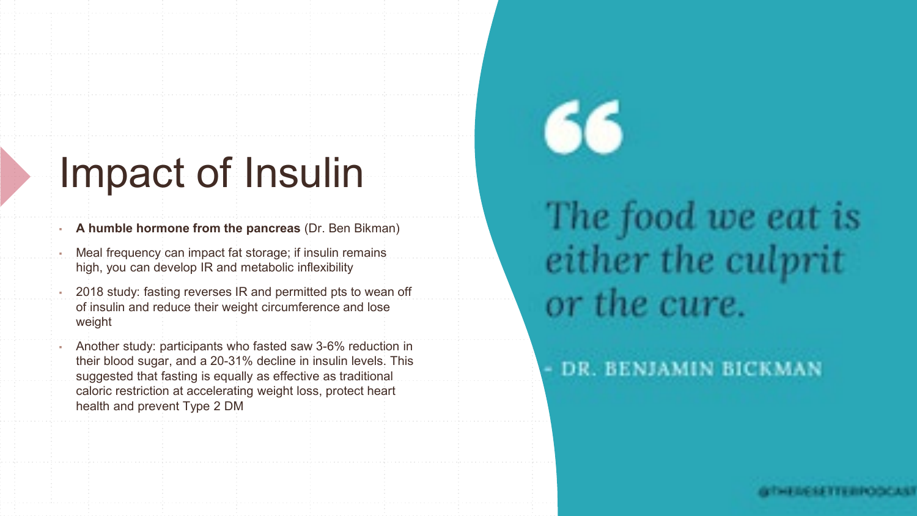# Impact of Insulin

- **A humble hormone from the pancreas** (Dr. Ben Bikman)
- Meal frequency can impact fat storage; if insulin remains high, you can develop IR and metabolic inflexibility
- 2018 study: fasting reverses IR and permitted pts to wean off of insulin and reduce their weight circumference and lose weight
- Another study: participants who fasted saw 3-6% reduction in their blood sugar, and a 20-31% decline in insulin levels. This suggested that fasting is equally as effective as traditional caloric restriction at accelerating weight loss, protect heart health and prevent Type 2 DM

> *The food we eat is either the culprit or the cure.*
>
> \- DR. BENJAMIN BICKMAN

@THERESETTERPODCAST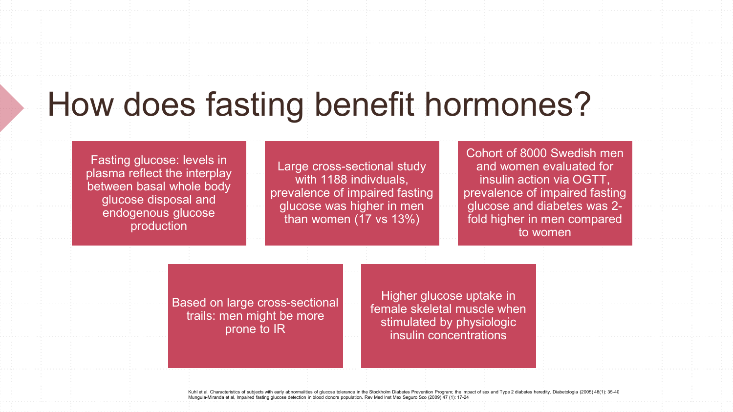# How does fasting benefit hormones?

Fasting glucose: levels in plasma reflect the interplay between basal whole body glucose disposal and endogenous glucose production

Large cross-sectional study with 1188 indivduals, prevalence of impaired fasting glucose was higher in men than women (17 vs 13%)

Cohort of 8000 Swedish men and women evaluated for insulin action via OGTT, prevalence of impaired fasting glucose and diabetes was 2-fold higher in men compared to women

Based on large cross-sectional trails: men might be more prone to IR

Higher glucose uptake in female skeletal muscle when stimulated by physiologic insulin concentrations

Kuhl et al. Characteristics of subjects with early abnormalities of glucose tolerance in the Stockholm Diabetes Prevention Program; the impact of sex and Type 2 diabetes heredity. Diabetologia (2005) 48(1): 35-40
Munguia-Miranda et al, Impaired fasting glucose detection in blood donors population. Rev Med Inst Mex Seguro Sco (2009) 47 (1): 17-24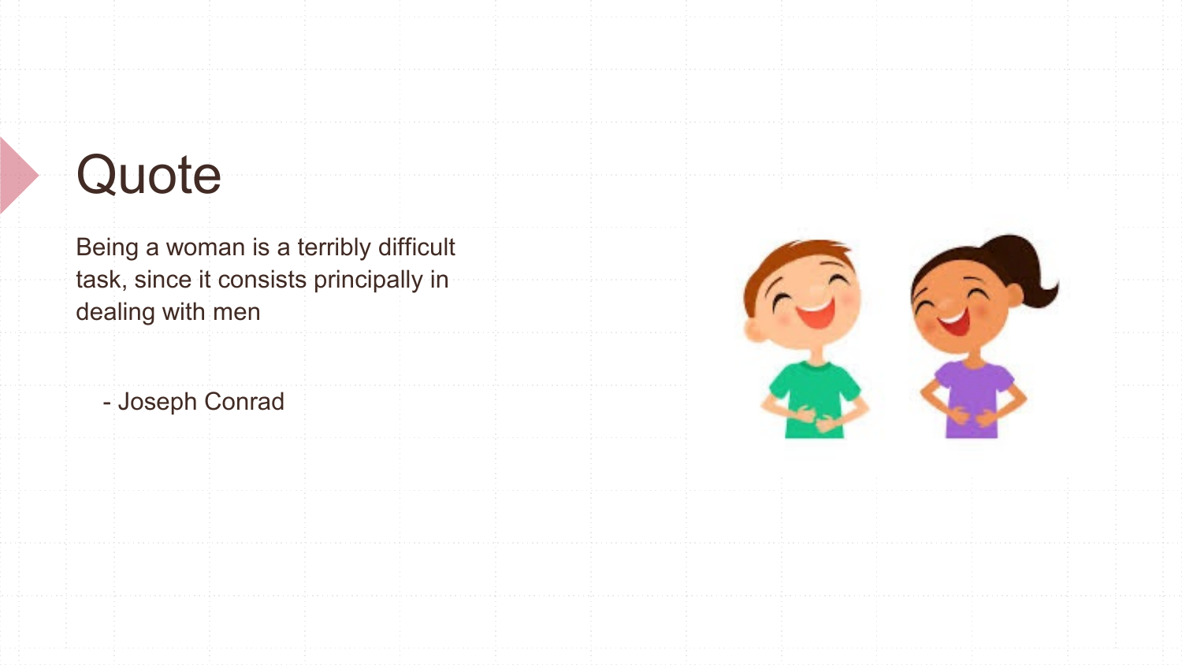# Quote

Being a woman is a terribly difficult task, since it consists principally in dealing with men

- Joseph Conrad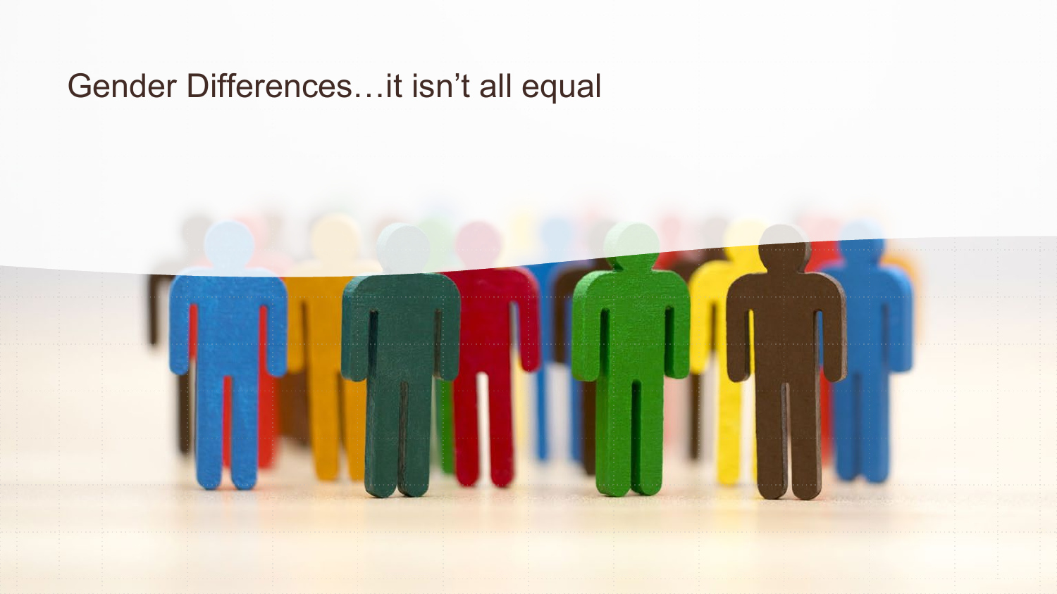# Gender Differences…it isn't all equal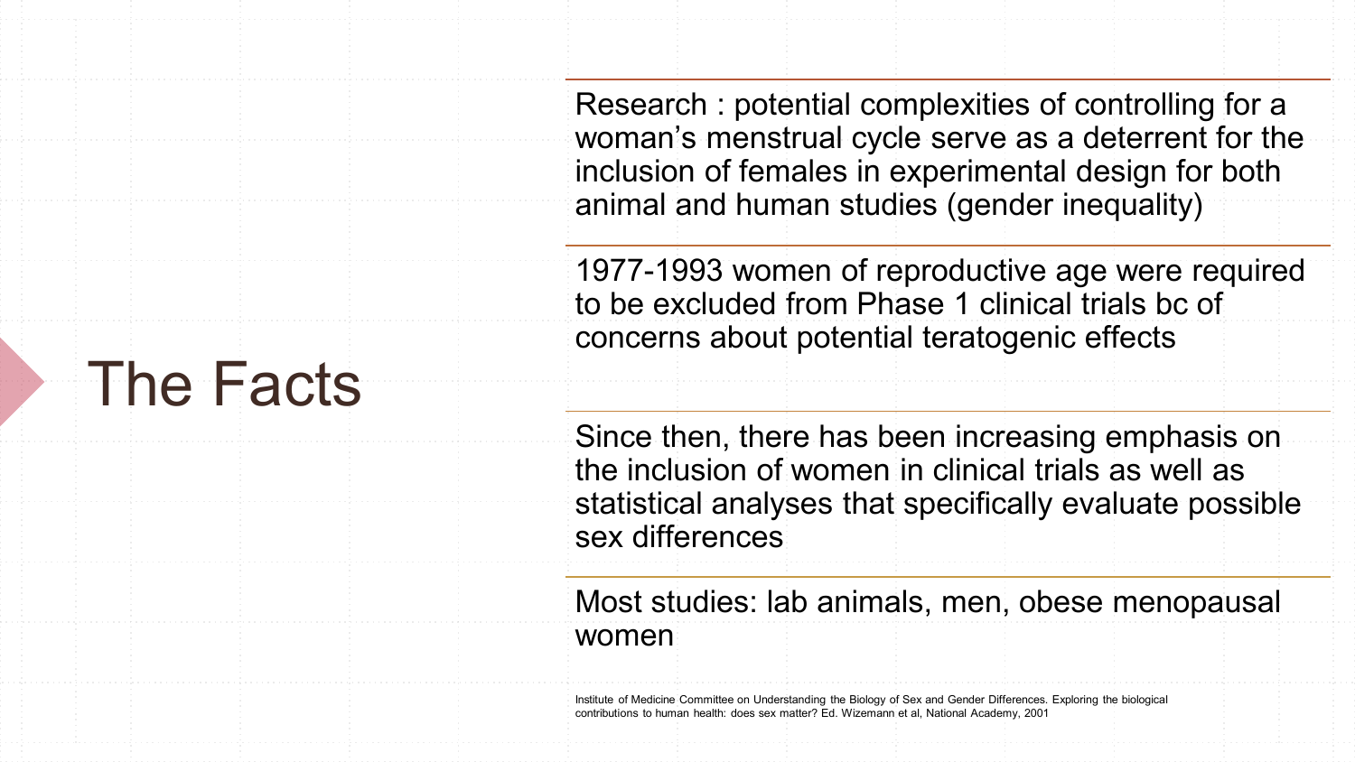# The Facts

Research : potential complexities of controlling for a woman’s menstrual cycle serve as a deterrent for the inclusion of females in experimental design for both animal and human studies (gender inequality)

1977-1993 women of reproductive age were required to be excluded from Phase 1 clinical trials bc of concerns about potential teratogenic effects

Since then, there has been increasing emphasis on the inclusion of women in clinical trials as well as statistical analyses that specifically evaluate possible sex differences

Most studies: lab animals, men, obese menopausal women

Institute of Medicine Committee on Understanding the Biology of Sex and Gender Differences. Exploring the biological contributions to human health: does sex matter? Ed. Wizemann et al, National Academy, 2001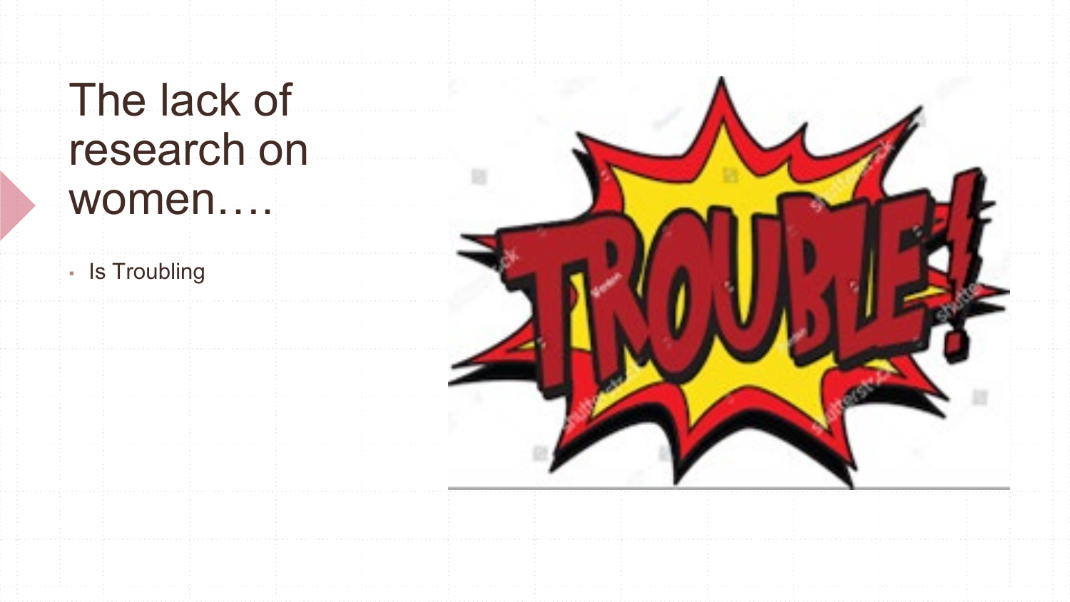# The lack of research on women….

- Is Troubling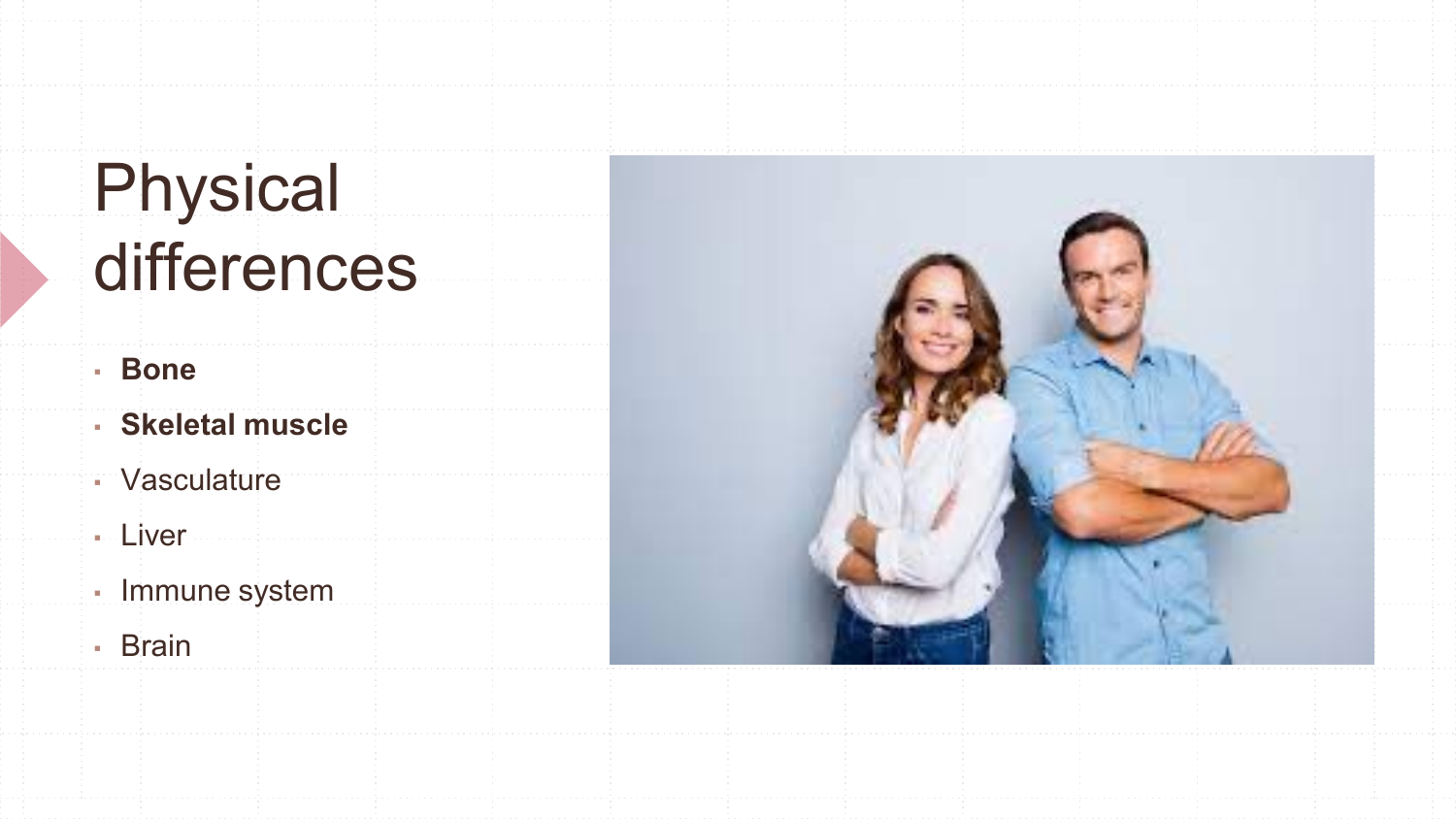# Physical differences

- **Bone**
- **Skeletal muscle**
- Vasculature
- Liver
- Immune system
- Brain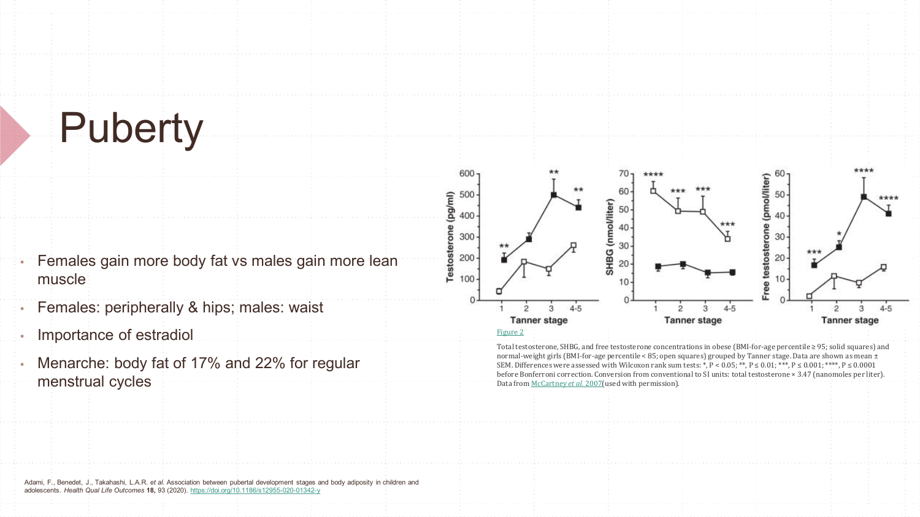# Puberty

- Females gain more body fat vs males gain more lean muscle
- Females: peripherally & hips; males: waist
- Importance of estradiol
- Menarche: body fat of 17% and 22% for regular menstrual cycles

Figure 2

Total testosterone, SHBG, and free testosterone concentrations in obese (BMI-for-age percentile ≥ 95; solid squares) and normal-weight girls (BMI-for-age percentile < 85; open squares) grouped by Tanner stage. Data are shown as mean ± SEM. Differences were assessed with Wilcoxon rank sum tests: *, $P < 0.05$; **, $P \leq 0.01$; ***, $P \leq 0.001$; ****, $P \leq 0.0001$ before Bonferroni correction. Conversion from conventional to SI units: total testosterone × 3.47 (nanomoles per liter). Data from McCartney *et al.* 2007(used with permission).

Adami, F., Benedet, J., Takahashi, L.A.R. *et al.* Association between pubertal development stages and body adiposity in children and adolescents. *Health Qual Life Outcomes* **18**, 93 (2020). https://doi.org/10.1186/s12955-020-01342-y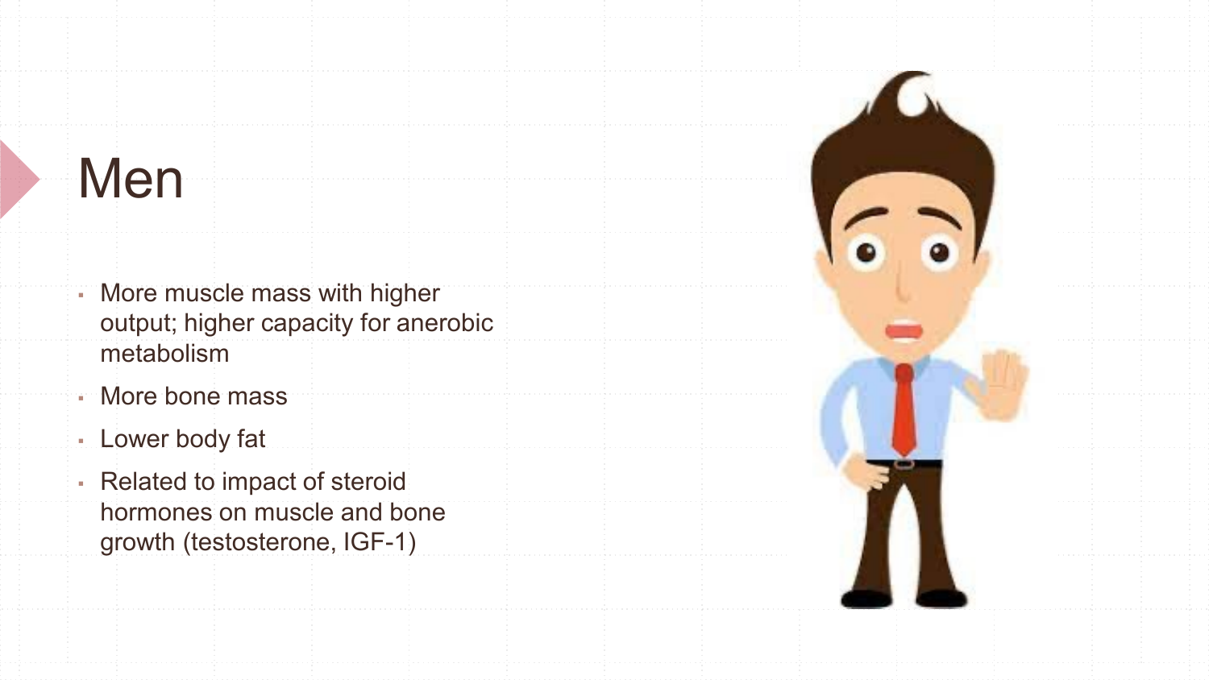# Men

- More muscle mass with higher output; higher capacity for anerobic metabolism
- More bone mass
- Lower body fat
- Related to impact of steroid hormones on muscle and bone growth (testosterone, IGF-1)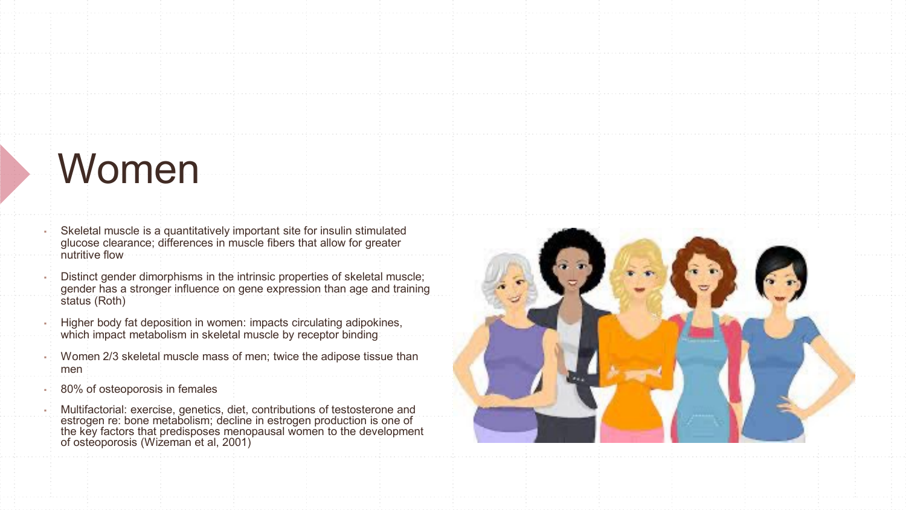# Women

- Skeletal muscle is a quantitatively important site for insulin stimulated glucose clearance; differences in muscle fibers that allow for greater nutritive flow
- Distinct gender dimorphisms in the intrinsic properties of skeletal muscle; gender has a stronger influence on gene expression than age and training status (Roth)
- Higher body fat deposition in women: impacts circulating adipokines, which impact metabolism in skeletal muscle by receptor binding
- Women 2/3 skeletal muscle mass of men; twice the adipose tissue than men
- 80% of osteoporosis in females
- Multifactorial: exercise, genetics, diet, contributions of testosterone and estrogen re: bone metabolism; decline in estrogen production is one of the key factors that predisposes menopausal women to the development of osteoporosis (Wizeman et al, 2001)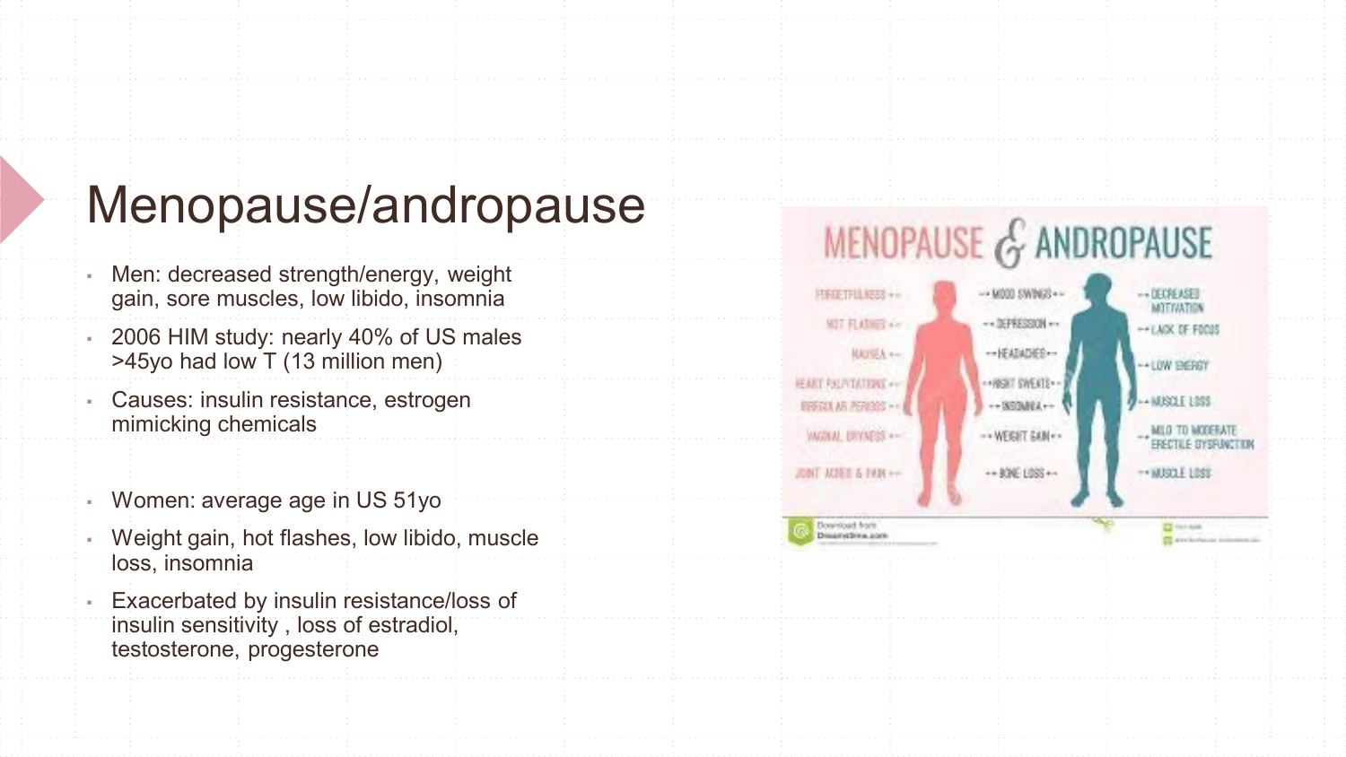# Menopause/andropause

- Men: decreased strength/energy, weight gain, sore muscles, low libido, insomnia
- 2006 HIM study: nearly 40% of US males >45yo had low T (13 million men)
- Causes: insulin resistance, estrogen mimicking chemicals

- Women: average age in US 51yo
- Weight gain, hot flashes, low libido, muscle loss, insomnia
- Exacerbated by insulin resistance/loss of insulin sensitivity , loss of estradiol, testosterone, progesterone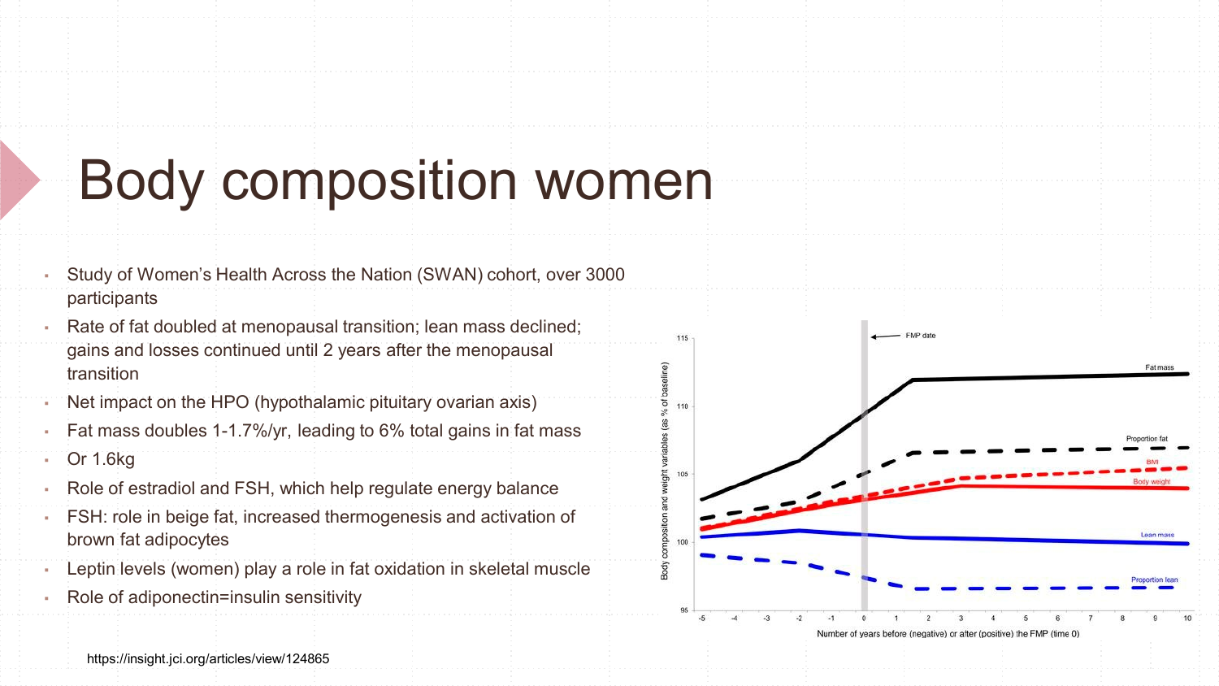# Body composition women

- Study of Women's Health Across the Nation (SWAN) cohort, over 3000 participants
- Rate of fat doubled at menopausal transition; lean mass declined; gains and losses continued until 2 years after the menopausal transition
- Net impact on the HPO (hypothalamic pituitary ovarian axis)
- Fat mass doubles 1-1.7%/yr, leading to 6% total gains in fat mass
- Or 1.6kg
- Role of estradiol and FSH, which help regulate energy balance
- FSH: role in beige fat, increased thermogenesis and activation of brown fat adipocytes
- Leptin levels (women) play a role in fat oxidation in skeletal muscle
- Role of adiponectin=insulin sensitivity

https://insight.jci.org/articles/view/124865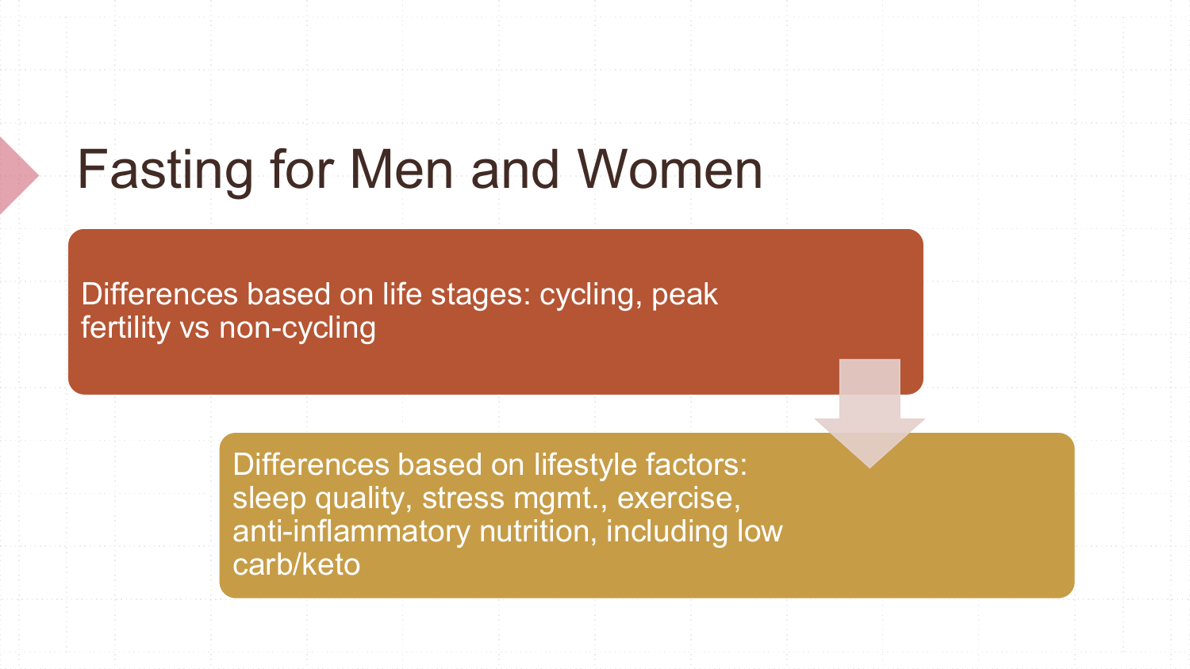# Fasting for Men and Women

Differences based on life stages: cycling, peak fertility vs non-cycling

Differences based on lifestyle factors: sleep quality, stress mgmt., exercise, anti-inflammatory nutrition, including low carb/keto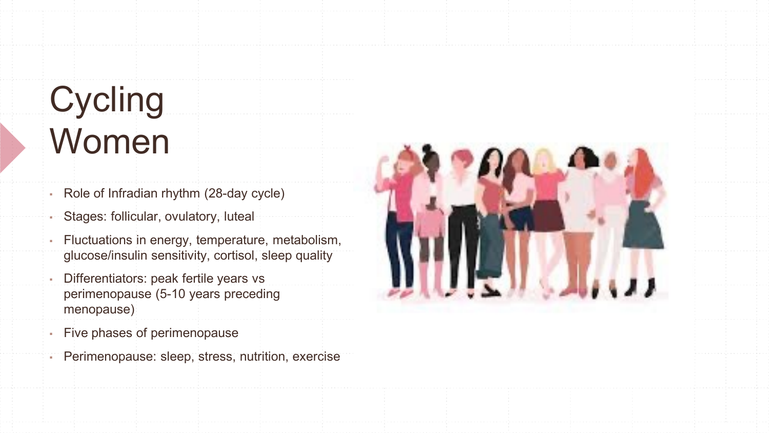# Cycling Women

- Role of Infradian rhythm (28-day cycle)
- Stages: follicular, ovulatory, luteal
- Fluctuations in energy, temperature, metabolism, glucose/insulin sensitivity, cortisol, sleep quality
- Differentiators: peak fertile years vs perimenopause (5-10 years preceding menopause)
- Five phases of perimenopause
- Perimenopause: sleep, stress, nutrition, exercise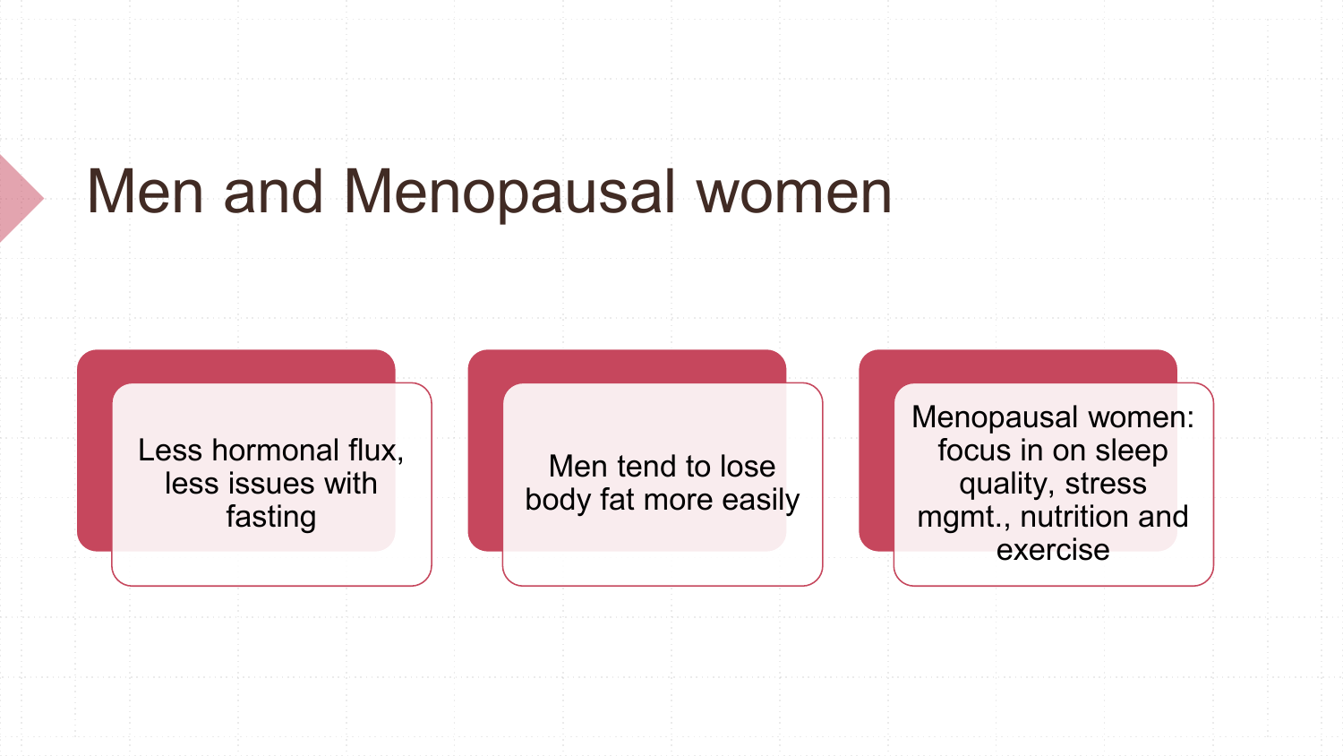# Men and Menopausal women

- Less hormonal flux, less issues with fasting
- Men tend to lose body fat more easily
- Menopausal women: focus in on sleep quality, stress mgmt., nutrition and exercise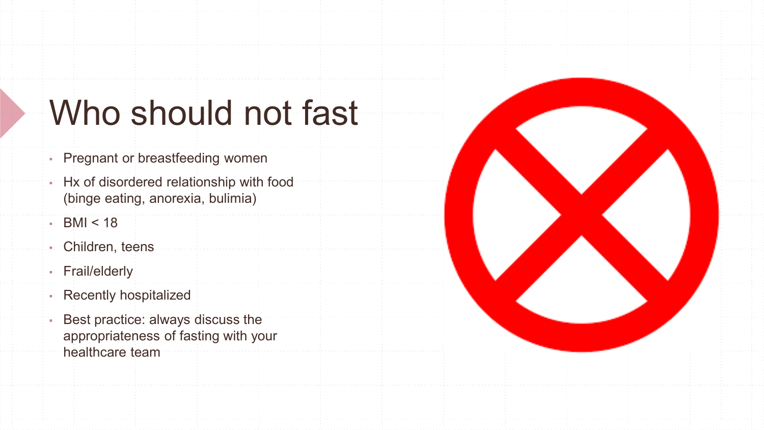# Who should not fast

- Pregnant or breastfeeding women
- Hx of disordered relationship with food (binge eating, anorexia, bulimia)
- BMI < 18
- Children, teens
- Frail/elderly
- Recently hospitalized
- Best practice: always discuss the appropriateness of fasting with your healthcare team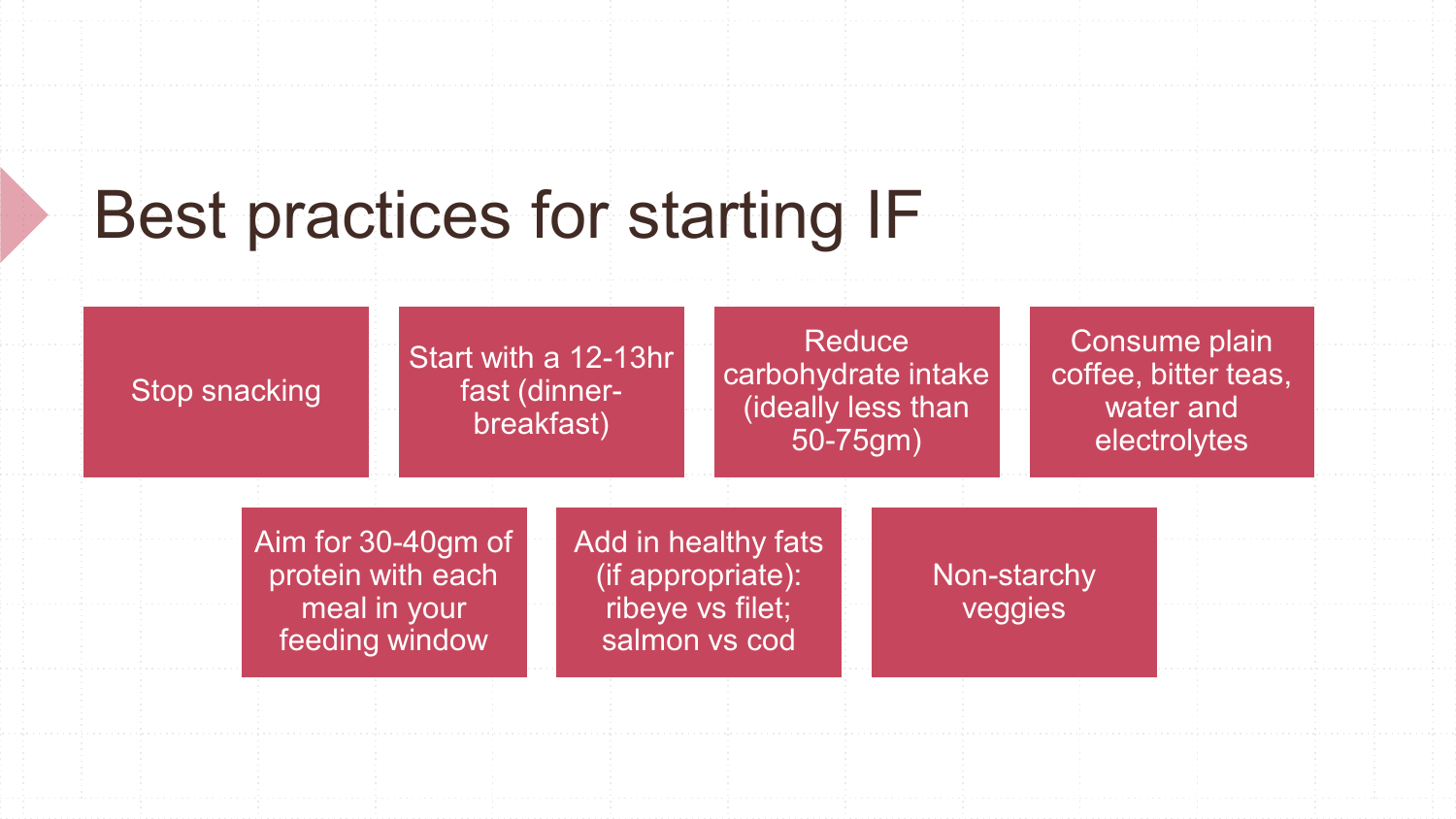# Best practices for starting IF

- Stop snacking
- Start with a 12-13hr fast (dinner-breakfast)
- Reduce carbohydrate intake (ideally less than 50-75gm)
- Consume plain coffee, bitter teas, water and electrolytes
- Aim for 30-40gm of protein with each meal in your feeding window
- Add in healthy fats (if appropriate): ribeye vs filet; salmon vs cod
- Non-starchy veggies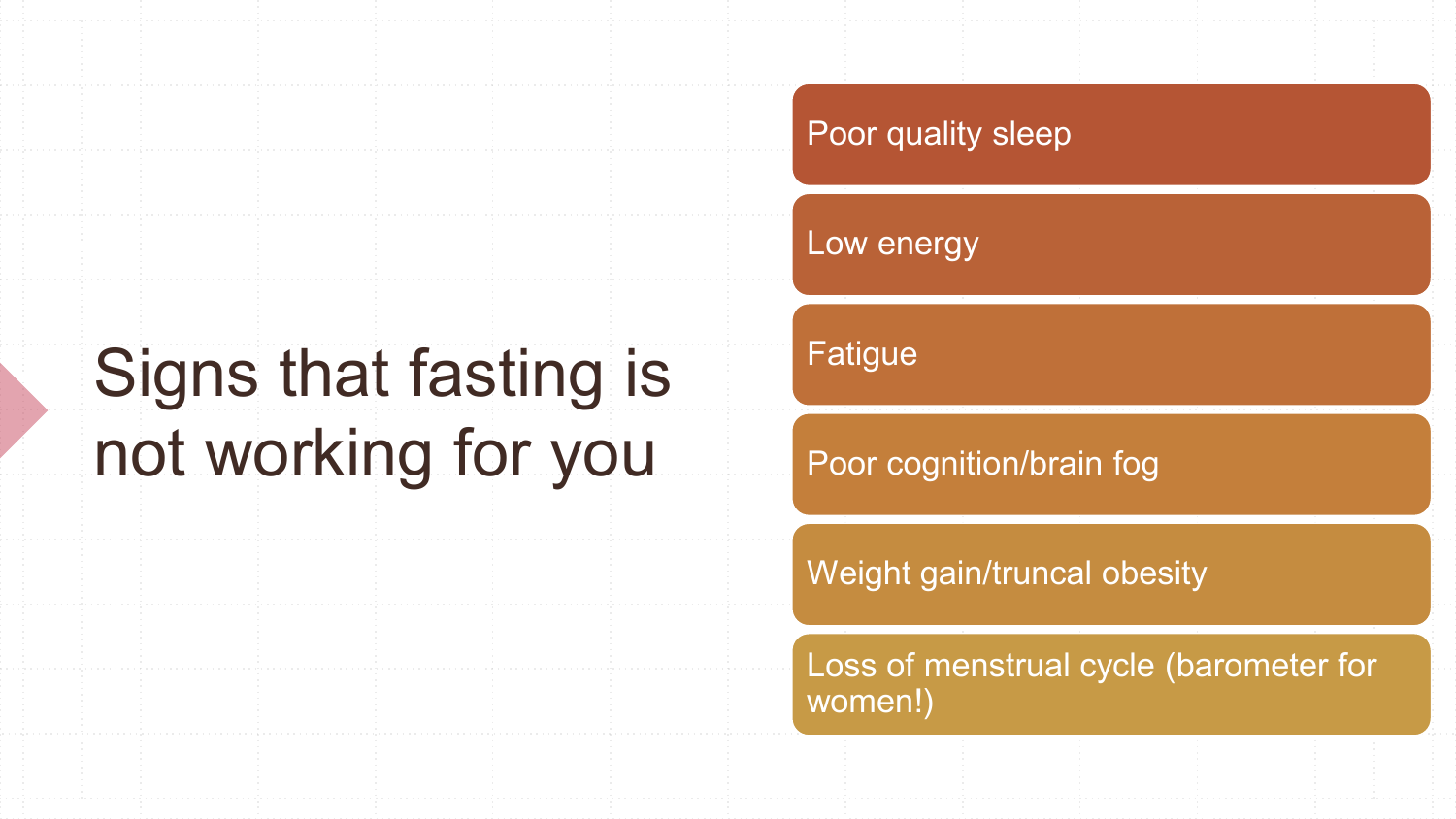# Signs that fasting is not working for you

- Poor quality sleep
- Low energy
- Fatigue
- Poor cognition/brain fog
- Weight gain/truncal obesity
- Loss of menstrual cycle (barometer for women!)